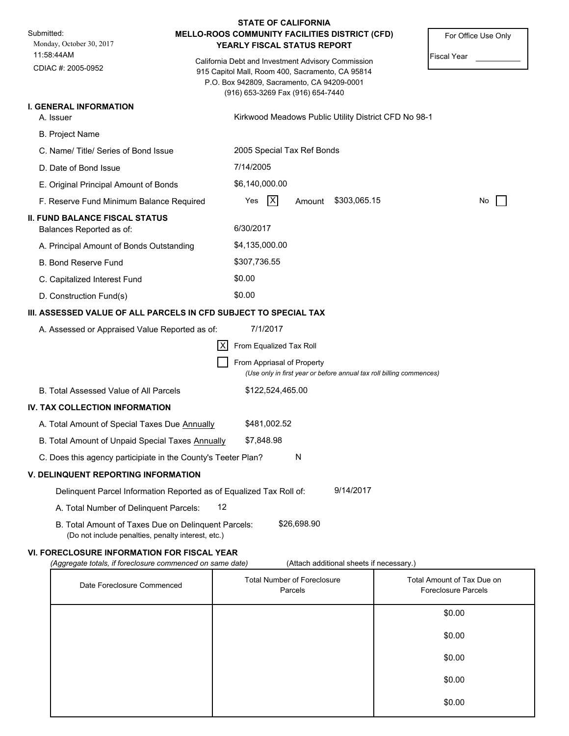Submitted:
Monday, October 30, 2017
11:58:44AM
CDIAC #: 2005-0952

# STATE OF CALIFORNIA
## MELLO-ROOS COMMUNITY FACILITIES DISTRICT (CFD)
## YEARLY FISCAL STATUS REPORT

California Debt and Investment Advisory Commission
915 Capitol Mall, Room 400, Sacramento, CA 95814
P.O. Box 942809, Sacramento, CA 94209-0001
(916) 653-3269 Fax (916) 654-7440

| For Office Use Only |
|---|
| Fiscal Year ________ |

### I. GENERAL INFORMATION

A. Issuer: Kirkwood Meadows Public Utility District CFD No 98-1

B. Project Name:

C. Name/ Title/ Series of Bond Issue: 2005 Special Tax Ref Bonds

D. Date of Bond Issue: 7/14/2005

E. Original Principal Amount of Bonds: $6,140,000.00

F. Reserve Fund Minimum Balance Required: Yes [X] Amount $303,065.15 No [ ]

### II. FUND BALANCE FISCAL STATUS

Balances Reported as of: 6/30/2017

A. Principal Amount of Bonds Outstanding: $4,135,000.00

B. Bond Reserve Fund: $307,736.55

C. Capitalized Interest Fund: $0.00

D. Construction Fund(s): $0.00

### III. ASSESSED VALUE OF ALL PARCELS IN CFD SUBJECT TO SPECIAL TAX

A. Assessed or Appraised Value Reported as of: 7/1/2017

[X] From Equalized Tax Roll

[ ] From Appriasal of Property
*(Use only in first year or before annual tax roll billing commences)*

B. Total Assessed Value of All Parcels: $122,524,465.00

### IV. TAX COLLECTION INFORMATION

A. Total Amount of Special Taxes Due Annually: $481,002.52

B. Total Amount of Unpaid Special Taxes Annually: $7,848.98

C. Does this agency participiate in the County's Teeter Plan? N

### V. DELINQUENT REPORTING INFORMATION

Delinquent Parcel Information Reported as of Equalized Tax Roll of: 9/14/2017

A. Total Number of Delinquent Parcels: 12

B. Total Amount of Taxes Due on Delinquent Parcels: $26,698.90
(Do not include penalties, penalty interest, etc.)

### VI. FORECLOSURE INFORMATION FOR FISCAL YEAR

*(Aggregate totals, if foreclosure commenced on same date)* (Attach additional sheets if necessary.)

| Date Foreclosure Commenced | Total Number of Foreclosure Parcels | Total Amount of Tax Due on Foreclosure Parcels |
|---|---|---|
| | | $0.00 |
| | | $0.00 |
| | | $0.00 |
| | | $0.00 |
| | | $0.00 |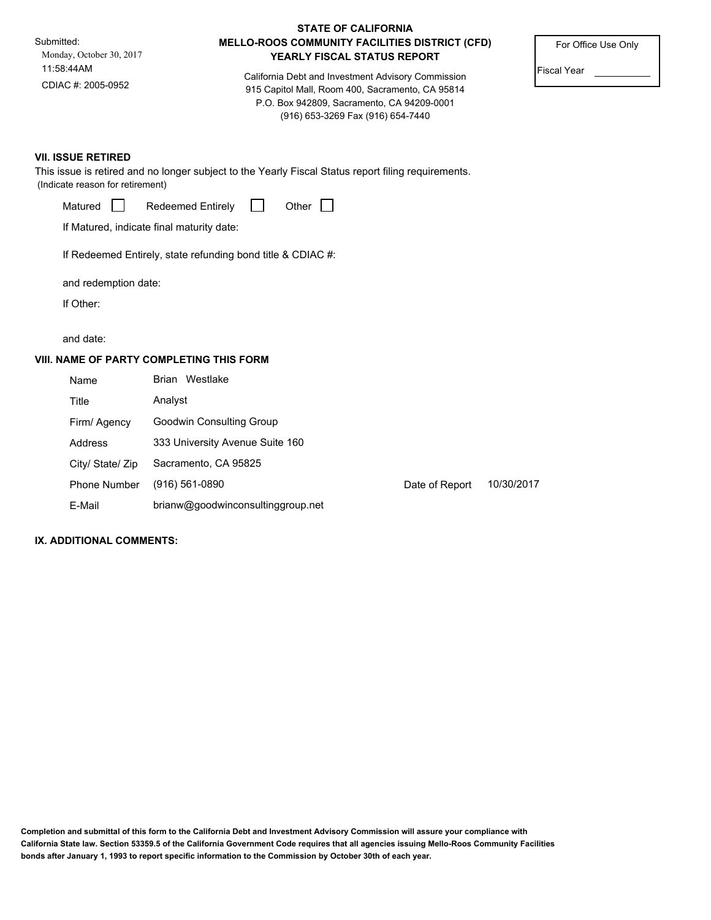Submitted:
Monday, October 30, 2017
11:58:44AM
CDIAC #: 2005-0952

**STATE OF CALIFORNIA**
**MELLO-ROOS COMMUNITY FACILITIES DISTRICT (CFD)**
**YEARLY FISCAL STATUS REPORT**

California Debt and Investment Advisory Commission
915 Capitol Mall, Room 400, Sacramento, CA 95814
P.O. Box 942809, Sacramento, CA 94209-0001
(916) 653-3269 Fax (916) 654-7440

For Office Use Only

Fiscal Year ___________

### VII. ISSUE RETIRED

This issue is retired and no longer subject to the Yearly Fiscal Status report filing requirements.
(Indicate reason for retirement)

Matured ☐ Redeemed Entirely ☐ Other ☐

If Matured, indicate final maturity date:

If Redeemed Entirely, state refunding bond title & CDIAC #:

and redemption date:

If Other:

and date:

### VIII. NAME OF PARTY COMPLETING THIS FORM

| | |
|---|---|
| Name | Brian Westlake |
| Title | Analyst |
| Firm/ Agency | Goodwin Consulting Group |
| Address | 333 University Avenue Suite 160 |
| City/ State/ Zip | Sacramento, CA 95825 |
| Phone Number | (916) 561-0890 |
| E-Mail | brianw@goodwinconsultinggroup.net |

Date of Report 10/30/2017

### IX. ADDITIONAL COMMENTS:

**Completion and submittal of this form to the California Debt and Investment Advisory Commission will assure your compliance with California State law. Section 53359.5 of the California Government Code requires that all agencies issuing Mello-Roos Community Facilities bonds after January 1, 1993 to report specific information to the Commission by October 30th of each year.**